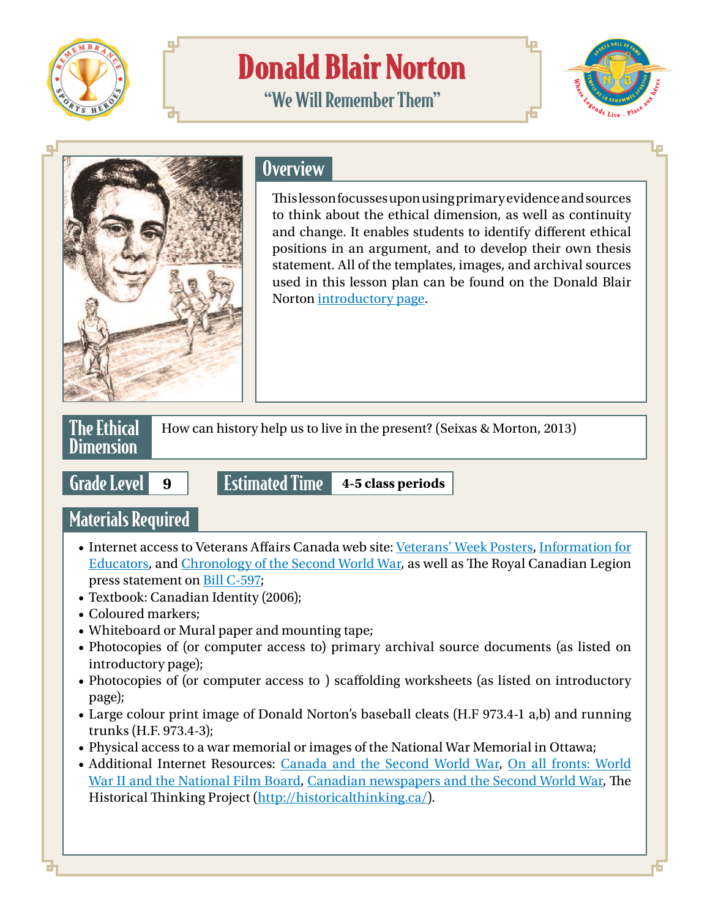# Donald Blair Norton

## "We Will Remember Them"

## Overview

This lesson focusses upon using primary evidence and sources to think about the ethical dimension, as well as continuity and change. It enables students to identify different ethical positions in an argument, and to develop their own thesis statement. All of the templates, images, and archival sources used in this lesson plan can be found on the Donald Blair Norton introductory page.

## The Ethical Dimension

How can history help us to live in the present? (Seixas & Morton, 2013)

**Grade Level:** 9

**Estimated Time:** 4-5 class periods

## Materials Required

- Internet access to Veterans Affairs Canada web site: Veterans' Week Posters, Information for Educators, and Chronology of the Second World War, as well as The Royal Canadian Legion press statement on Bill C-597;
- Textbook: Canadian Identity (2006);
- Coloured markers;
- Whiteboard or Mural paper and mounting tape;
- Photocopies of (or computer access to) primary archival source documents (as listed on introductory page);
- Photocopies of (or computer access to ) scaffolding worksheets (as listed on introductory page);
- Large colour print image of Donald Norton's baseball cleats (H.F 973.4-1 a,b) and running trunks (H.F. 973.4-3);
- Physical access to a war memorial or images of the National War Memorial in Ottawa;
- Additional Internet Resources: Canada and the Second World War, On all fronts: World War II and the National Film Board, Canadian newspapers and the Second World War, The Historical Thinking Project (http://historicalthinking.ca/).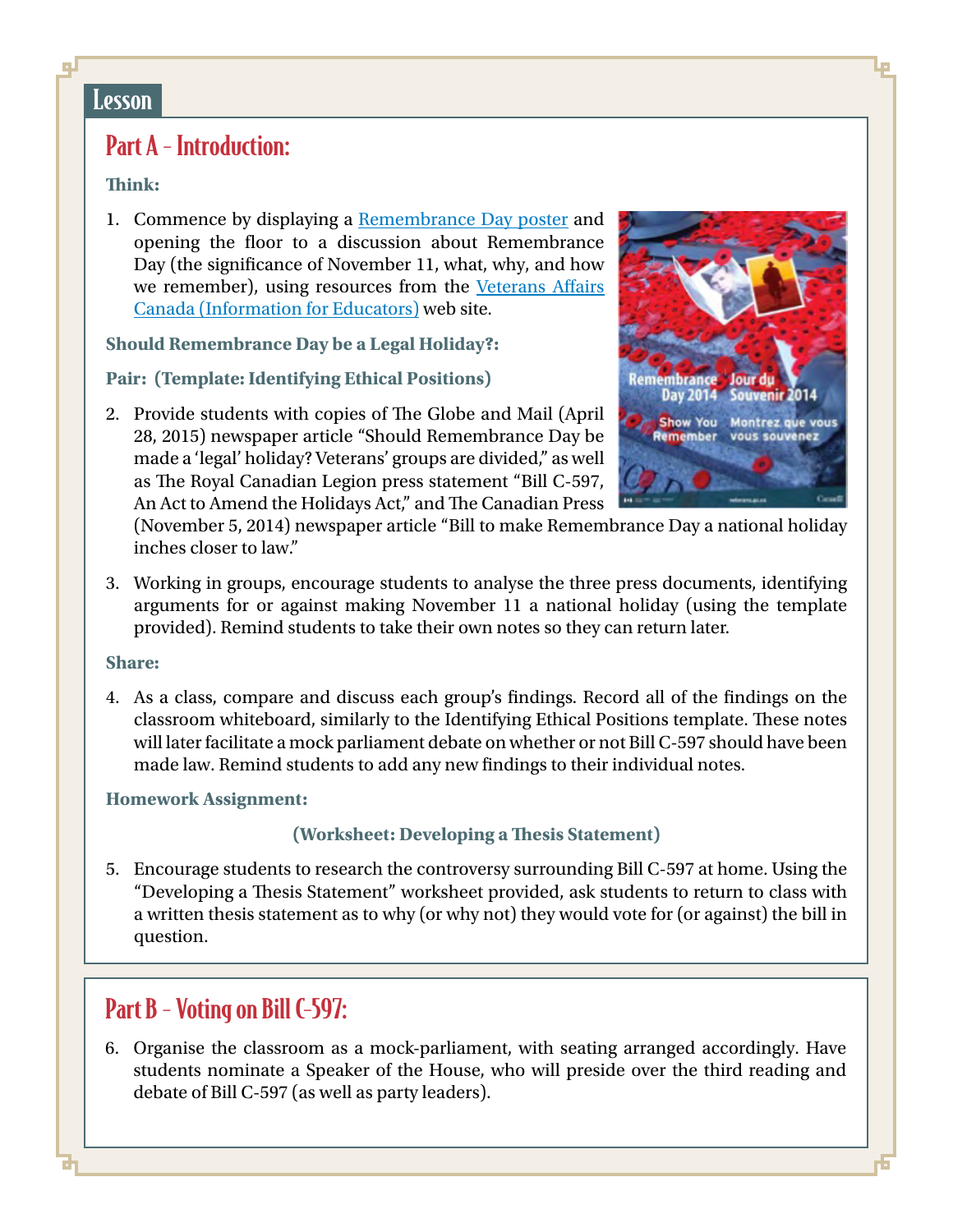## Lesson

### Part A – Introduction:

**Think:**

1. Commence by displaying a Remembrance Day poster and opening the floor to a discussion about Remembrance Day (the significance of November 11, what, why, and how we remember), using resources from the Veterans Affairs Canada (Information for Educators) web site.

**Should Remembrance Day be a Legal Holiday?:**

**Pair: (Template: Identifying Ethical Positions)**

2. Provide students with copies of The Globe and Mail (April 28, 2015) newspaper article "Should Remembrance Day be made a 'legal' holiday? Veterans' groups are divided," as well as The Royal Canadian Legion press statement "Bill C-597, An Act to Amend the Holidays Act," and The Canadian Press (November 5, 2014) newspaper article "Bill to make Remembrance Day a national holiday inches closer to law."

3. Working in groups, encourage students to analyse the three press documents, identifying arguments for or against making November 11 a national holiday (using the template provided). Remind students to take their own notes so they can return later.

**Share:**

4. As a class, compare and discuss each group's findings. Record all of the findings on the classroom whiteboard, similarly to the Identifying Ethical Positions template. These notes will later facilitate a mock parliament debate on whether or not Bill C-597 should have been made law. Remind students to add any new findings to their individual notes.

**Homework Assignment:**

**(Worksheet: Developing a Thesis Statement)**

5. Encourage students to research the controversy surrounding Bill C-597 at home. Using the "Developing a Thesis Statement" worksheet provided, ask students to return to class with a written thesis statement as to why (or why not) they would vote for (or against) the bill in question.

### Part B – Voting on Bill C-597:

6. Organise the classroom as a mock-parliament, with seating arranged accordingly. Have students nominate a Speaker of the House, who will preside over the third reading and debate of Bill C-597 (as well as party leaders).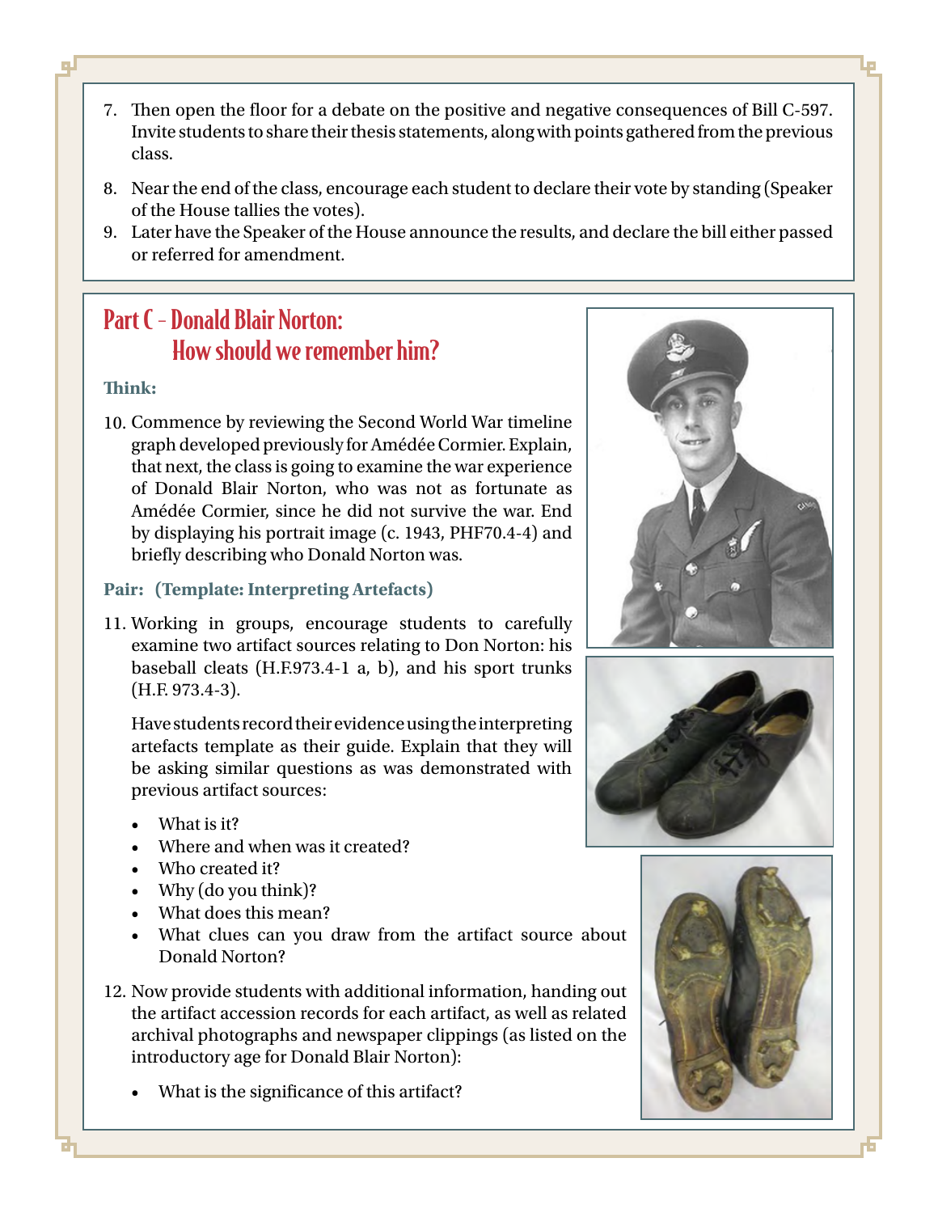7. Then open the floor for a debate on the positive and negative consequences of Bill C-597. Invite students to share their thesis statements, along with points gathered from the previous class.
8. Near the end of the class, encourage each student to declare their vote by standing (Speaker of the House tallies the votes).
9. Later have the Speaker of the House announce the results, and declare the bill either passed or referred for amendment.

## Part C – Donald Blair Norton: How should we remember him?

**Think:**

10. Commence by reviewing the Second World War timeline graph developed previously for Amédée Cormier. Explain, that next, the class is going to examine the war experience of Donald Blair Norton, who was not as fortunate as Amédée Cormier, since he did not survive the war. End by displaying his portrait image (c. 1943, PHF70.4-4) and briefly describing who Donald Norton was.

**Pair: (Template: Interpreting Artefacts)**

11. Working in groups, encourage students to carefully examine two artifact sources relating to Don Norton: his baseball cleats (H.F.973.4-1 a, b), and his sport trunks (H.F. 973.4-3).

    Have students record their evidence using the interpreting artefacts template as their guide. Explain that they will be asking similar questions as was demonstrated with previous artifact sources:

    - What is it?
    - Where and when was it created?
    - Who created it?
    - Why (do you think)?
    - What does this mean?
    - What clues can you draw from the artifact source about Donald Norton?

12. Now provide students with additional information, handing out the artifact accession records for each artifact, as well as related archival photographs and newspaper clippings (as listed on the introductory age for Donald Blair Norton):

    - What is the significance of this artifact?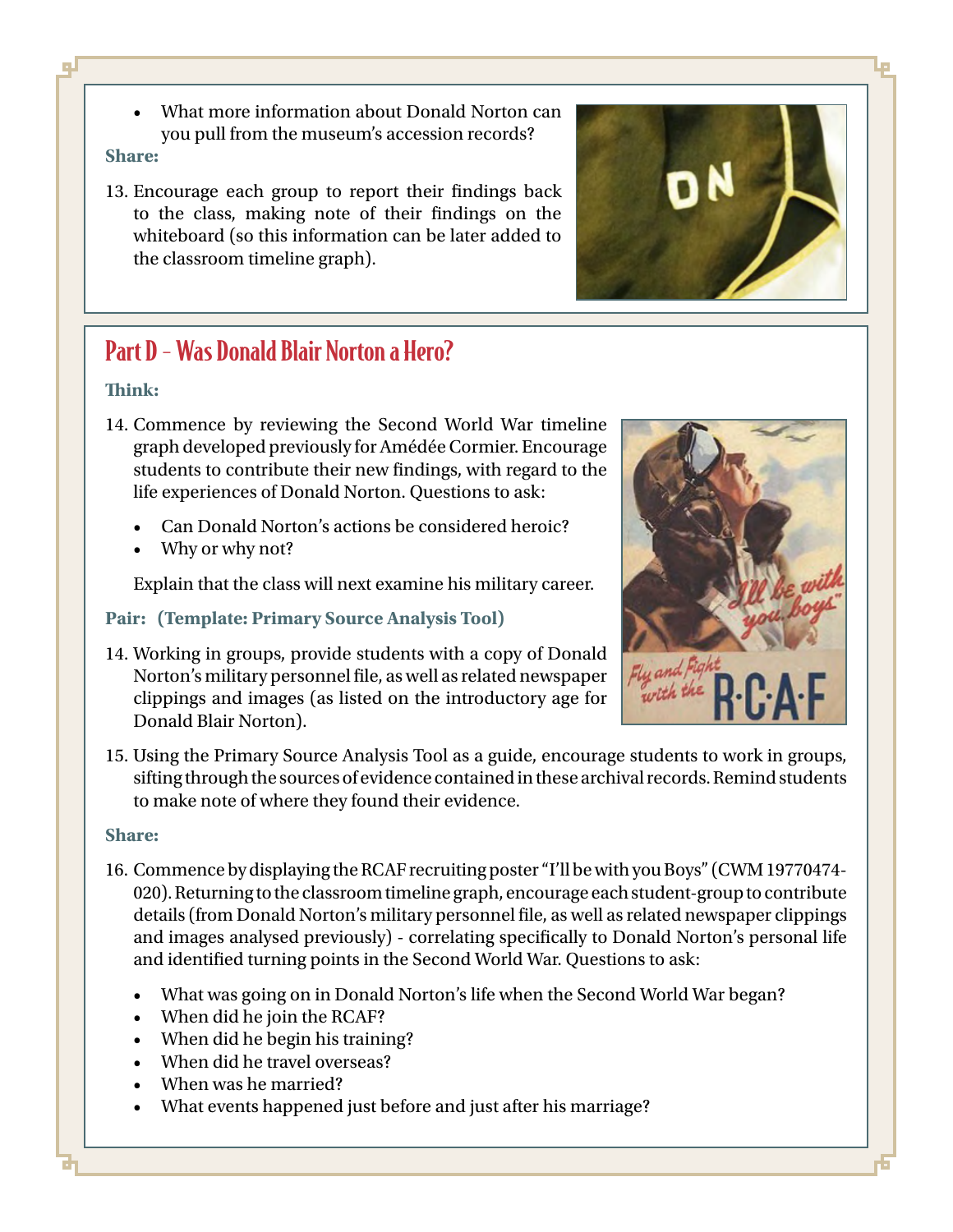- What more information about Donald Norton can you pull from the museum's accession records?

**Share:**

13. Encourage each group to report their findings back to the class, making note of their findings on the whiteboard (so this information can be later added to the classroom timeline graph).

## Part D – Was Donald Blair Norton a Hero?

**Think:**

14. Commence by reviewing the Second World War timeline graph developed previously for Amédée Cormier. Encourage students to contribute their new findings, with regard to the life experiences of Donald Norton. Questions to ask:

    - Can Donald Norton's actions be considered heroic?
    - Why or why not?

    Explain that the class will next examine his military career.

**Pair: (Template: Primary Source Analysis Tool)**

14. Working in groups, provide students with a copy of Donald Norton's military personnel file, as well as related newspaper clippings and images (as listed on the introductory age for Donald Blair Norton).

15. Using the Primary Source Analysis Tool as a guide, encourage students to work in groups, sifting through the sources of evidence contained in these archival records. Remind students to make note of where they found their evidence.

**Share:**

16. Commence by displaying the RCAF recruiting poster "I'll be with you Boys" (CWM 19770474-020). Returning to the classroom timeline graph, encourage each student-group to contribute details (from Donald Norton's military personnel file, as well as related newspaper clippings and images analysed previously) - correlating specifically to Donald Norton's personal life and identified turning points in the Second World War. Questions to ask:

    - What was going on in Donald Norton's life when the Second World War began?
    - When did he join the RCAF?
    - When did he begin his training?
    - When did he travel overseas?
    - When was he married?
    - What events happened just before and just after his marriage?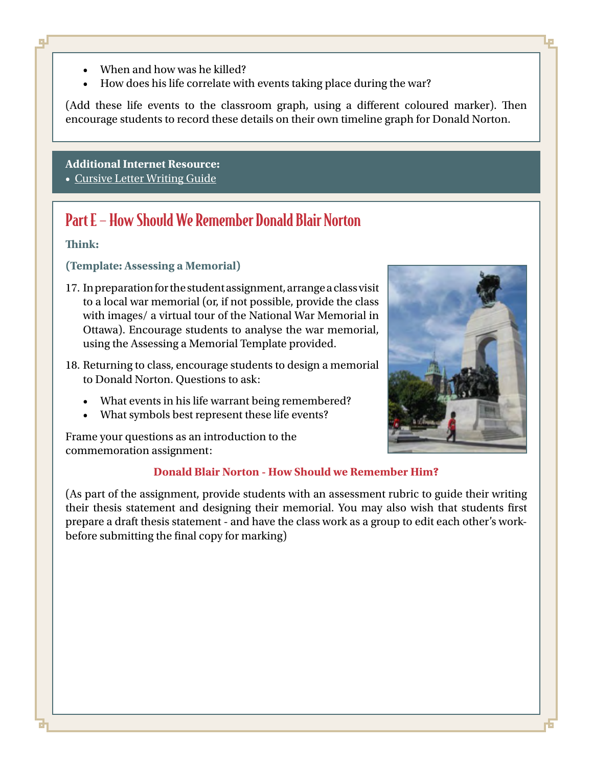- When and how was he killed?
- How does his life correlate with events taking place during the war?

(Add these life events to the classroom graph, using a different coloured marker). Then encourage students to record these details on their own timeline graph for Donald Norton.

**Additional Internet Resource:**
- Cursive Letter Writing Guide

## Part E – How Should We Remember Donald Blair Norton

**Think:**

**(Template: Assessing a Memorial)**

17. In preparation for the student assignment, arrange a class visit to a local war memorial (or, if not possible, provide the class with images/ a virtual tour of the National War Memorial in Ottawa). Encourage students to analyse the war memorial, using the Assessing a Memorial Template provided.

18. Returning to class, encourage students to design a memorial to Donald Norton. Questions to ask:

    - What events in his life warrant being remembered?
    - What symbols best represent these life events?

Frame your questions as an introduction to the commemoration assignment:

**Donald Blair Norton - How Should we Remember Him?**

(As part of the assignment, provide students with an assessment rubric to guide their writing their thesis statement and designing their memorial. You may also wish that students first prepare a draft thesis statement - and have the class work as a group to edit each other's work- before submitting the final copy for marking)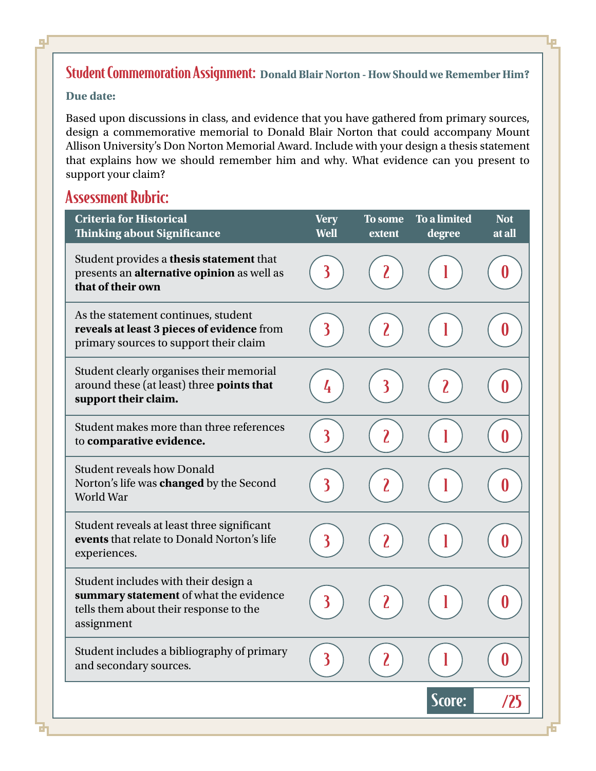## Student Commemoration Assignment: Donald Blair Norton - How Should we Remember Him?

**Due date:**

Based upon discussions in class, and evidence that you have gathered from primary sources, design a commemorative memorial to Donald Blair Norton that could accompany Mount Allison University's Don Norton Memorial Award. Include with your design a thesis statement that explains how we should remember him and why. What evidence can you present to support your claim?

## Assessment Rubric:

| Criteria for Historical Thinking about Significance | Very Well | To some extent | To a limited degree | Not at all |
|---|---|---|---|---|
| Student provides a **thesis statement** that presents an **alternative opinion** as well as **that of their own** | 3 | 2 | 1 | 0 |
| As the statement continues, student **reveals at least 3 pieces of evidence** from primary sources to support their claim | 3 | 2 | 1 | 0 |
| Student clearly organises their memorial around these (at least) three **points that support their claim.** | 4 | 3 | 2 | 0 |
| Student makes more than three references to **comparative evidence.** | 3 | 2 | 1 | 0 |
| Student reveals how Donald Norton's life was **changed** by the Second World War | 3 | 2 | 1 | 0 |
| Student reveals at least three significant **events** that relate to Donald Norton's life experiences. | 3 | 2 | 1 | 0 |
| Student includes with their design a **summary statement** of what the evidence tells them about their response to the assignment | 3 | 2 | 1 | 0 |
| Student includes a bibliography of primary and secondary sources. | 3 | 2 | 1 | 0 |

**Score:** /25